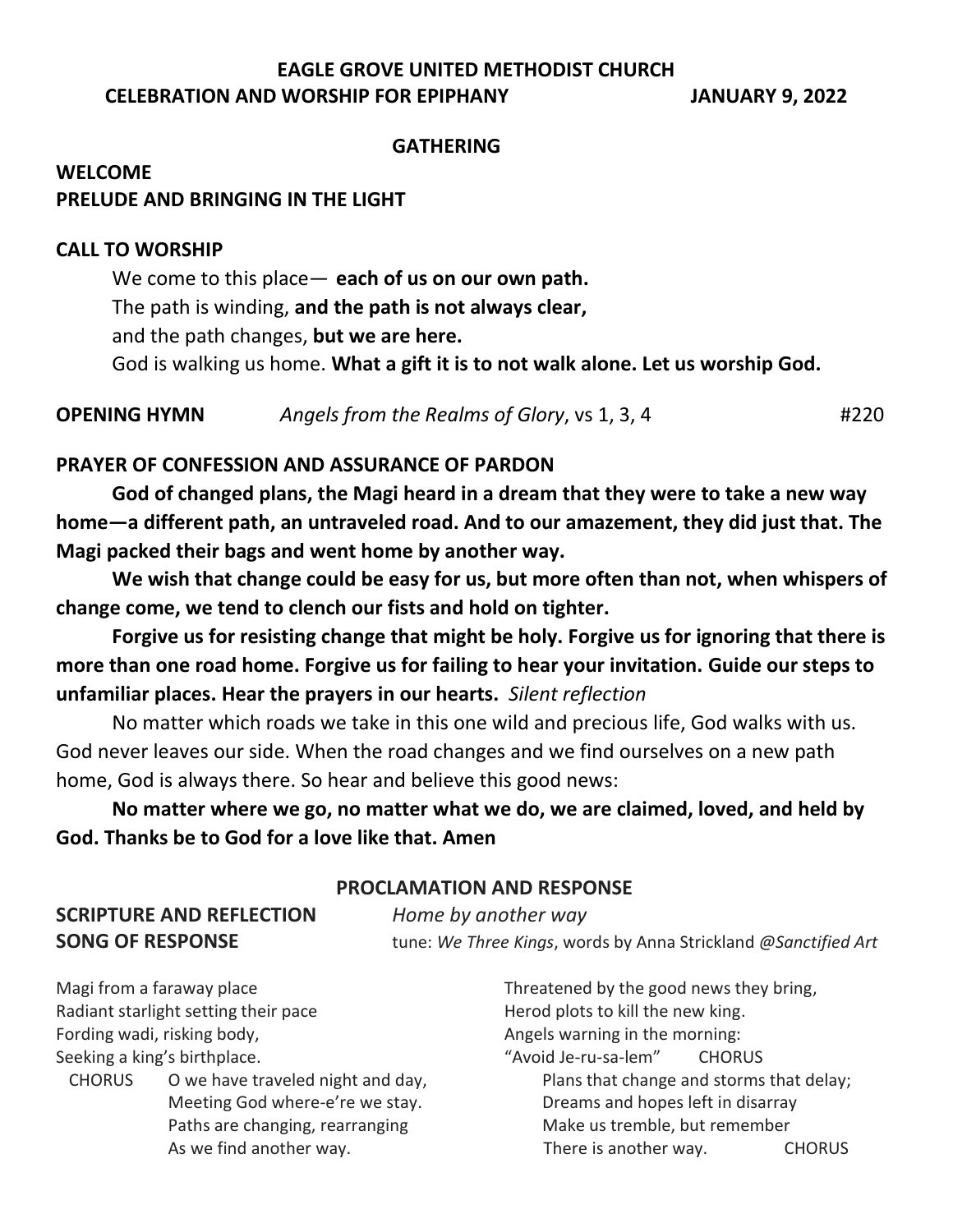# EAGLE GROVE UNITED METHODIST CHURCH

**CELEBRATION AND WORSHIP FOR EPIPHANY JANUARY 9, 2022**

## GATHERING

**WELCOME**

**PRELUDE AND BRINGING IN THE LIGHT**

**CALL TO WORSHIP**

We come to this place— **each of us on our own path.**
The path is winding, **and the path is not always clear,**
and the path changes, **but we are here.**
God is walking us home. **What a gift it is to not walk alone. Let us worship God.**

**OPENING HYMN** *Angels from the Realms of Glory*, vs 1, 3, 4 #220

**PRAYER OF CONFESSION AND ASSURANCE OF PARDON**

**God of changed plans, the Magi heard in a dream that they were to take a new way home—a different path, an untraveled road. And to our amazement, they did just that. The Magi packed their bags and went home by another way.**

**We wish that change could be easy for us, but more often than not, when whispers of change come, we tend to clench our fists and hold on tighter.**

**Forgive us for resisting change that might be holy. Forgive us for ignoring that there is more than one road home. Forgive us for failing to hear your invitation. Guide our steps to unfamiliar places. Hear the prayers in our hearts.** *Silent reflection*

No matter which roads we take in this one wild and precious life, God walks with us. God never leaves our side. When the road changes and we find ourselves on a new path home, God is always there. So hear and believe this good news:

**No matter where we go, no matter what we do, we are claimed, loved, and held by God. Thanks be to God for a love like that. Amen**

## PROCLAMATION AND RESPONSE

**SCRIPTURE AND REFLECTION** *Home by another way*

**SONG OF RESPONSE** tune: *We Three Kings*, words by Anna Strickland *@Sanctified Art*

Magi from a faraway place
Radiant starlight setting their pace
Fording wadi, risking body,
Seeking a king's birthplace.

CHORUS O we have traveled night and day,
Meeting God where-e're we stay.
Paths are changing, rearranging
As we find another way.

Threatened by the good news they bring,
Herod plots to kill the new king.
Angels warning in the morning:
"Avoid Je-ru-sa-lem" CHORUS

Plans that change and storms that delay;
Dreams and hopes left in disarray
Make us tremble, but remember
There is another way. CHORUS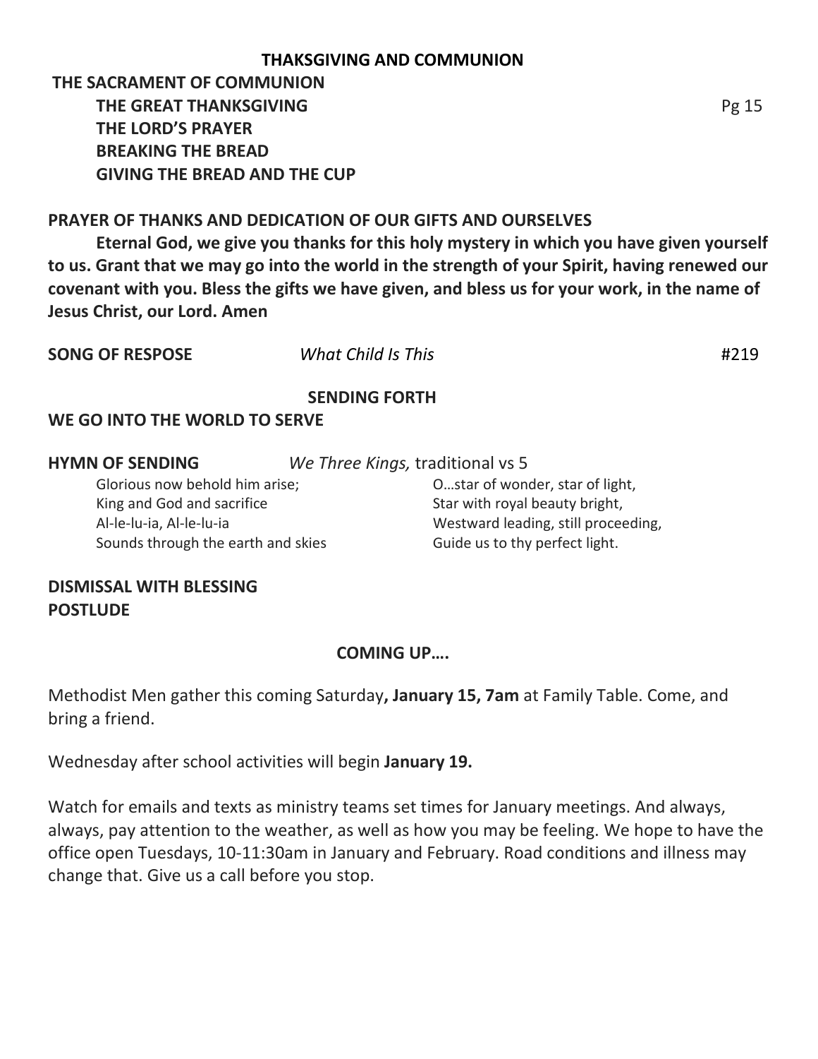**THAKSGIVING AND COMMUNION**

**THE SACRAMENT OF COMMUNION**

**THE GREAT THANKSGIVING** Pg 15

**THE LORD'S PRAYER**

**BREAKING THE BREAD**

**GIVING THE BREAD AND THE CUP**

**PRAYER OF THANKS AND DEDICATION OF OUR GIFTS AND OURSELVES**

**Eternal God, we give you thanks for this holy mystery in which you have given yourself to us. Grant that we may go into the world in the strength of your Spirit, having renewed our covenant with you. Bless the gifts we have given, and bless us for your work, in the name of Jesus Christ, our Lord. Amen**

**SONG OF RESPOSE** *What Child Is This* #219

**SENDING FORTH**

**WE GO INTO THE WORLD TO SERVE**

**HYMN OF SENDING** *We Three Kings,* traditional vs 5

Glorious now behold him arise;
King and God and sacrifice
Al-le-lu-ia, Al-le-lu-ia
Sounds through the earth and skies

O…star of wonder, star of light,
Star with royal beauty bright,
Westward leading, still proceeding,
Guide us to thy perfect light.

**DISMISSAL WITH BLESSING**

**POSTLUDE**

**COMING UP….**

Methodist Men gather this coming Saturday**, January 15, 7am** at Family Table. Come, and bring a friend.

Wednesday after school activities will begin **January 19.**

Watch for emails and texts as ministry teams set times for January meetings. And always, always, pay attention to the weather, as well as how you may be feeling. We hope to have the office open Tuesdays, 10-11:30am in January and February. Road conditions and illness may change that. Give us a call before you stop.